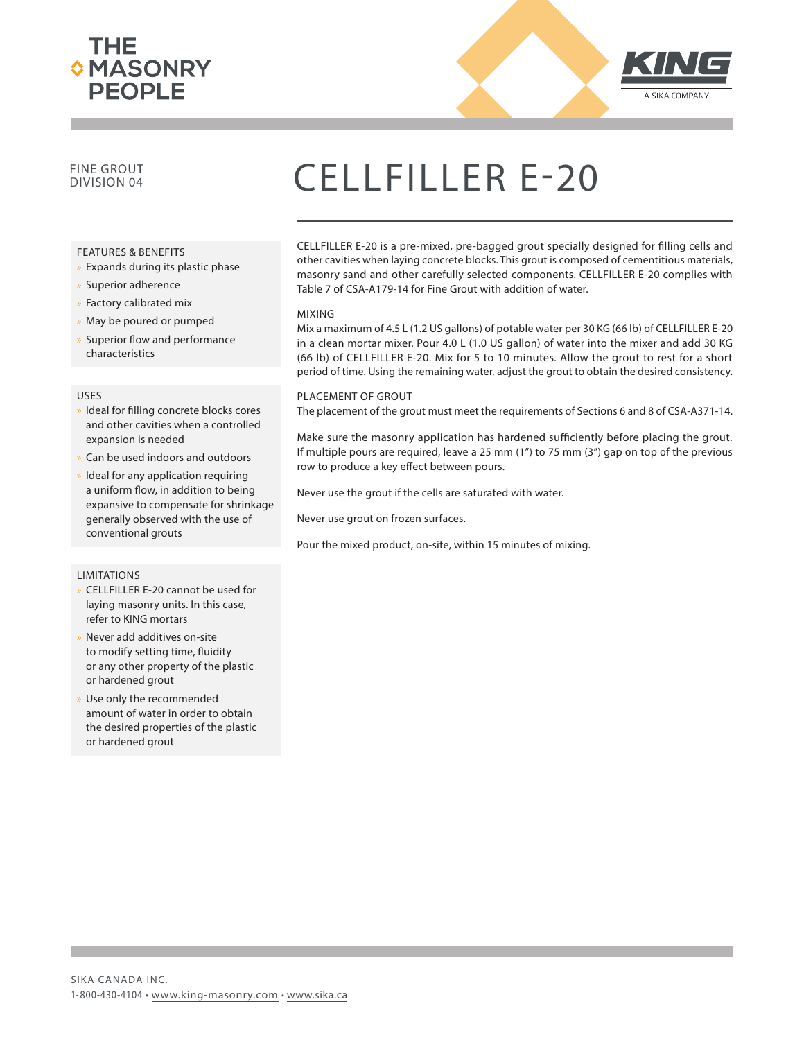THE MASONRY PEOPLE

KING — A SIKA COMPANY

FINE GROUT
DIVISION 04

# CELLFILLER E-20

CELLFILLER E-20 is a pre-mixed, pre-bagged grout specially designed for filling cells and other cavities when laying concrete blocks. This grout is composed of cementitious materials, masonry sand and other carefully selected components. CELLFILLER E-20 complies with Table 7 of CSA-A179-14 for Fine Grout with addition of water.

## FEATURES & BENEFITS

- Expands during its plastic phase
- Superior adherence
- Factory calibrated mix
- May be poured or pumped
- Superior flow and performance characteristics

## USES

- Ideal for filling concrete blocks cores and other cavities when a controlled expansion is needed
- Can be used indoors and outdoors
- Ideal for any application requiring a uniform flow, in addition to being expansive to compensate for shrinkage generally observed with the use of conventional grouts

## LIMITATIONS

- CELLFILLER E-20 cannot be used for laying masonry units. In this case, refer to KING mortars
- Never add additives on-site to modify setting time, fluidity or any other property of the plastic or hardened grout
- Use only the recommended amount of water in order to obtain the desired properties of the plastic or hardened grout

## MIXING

Mix a maximum of 4.5 L (1.2 US gallons) of potable water per 30 KG (66 lb) of CELLFILLER E-20 in a clean mortar mixer. Pour 4.0 L (1.0 US gallon) of water into the mixer and add 30 KG (66 lb) of CELLFILLER E-20. Mix for 5 to 10 minutes. Allow the grout to rest for a short period of time. Using the remaining water, adjust the grout to obtain the desired consistency.

## PLACEMENT OF GROUT

The placement of the grout must meet the requirements of Sections 6 and 8 of CSA-A371-14.

Make sure the masonry application has hardened sufficiently before placing the grout. If multiple pours are required, leave a 25 mm (1") to 75 mm (3") gap on top of the previous row to produce a key effect between pours.

Never use the grout if the cells are saturated with water.

Never use grout on frozen surfaces.

Pour the mixed product, on-site, within 15 minutes of mixing.

SIKA CANADA INC.
1-800-430-4104 • www.king-masonry.com • www.sika.ca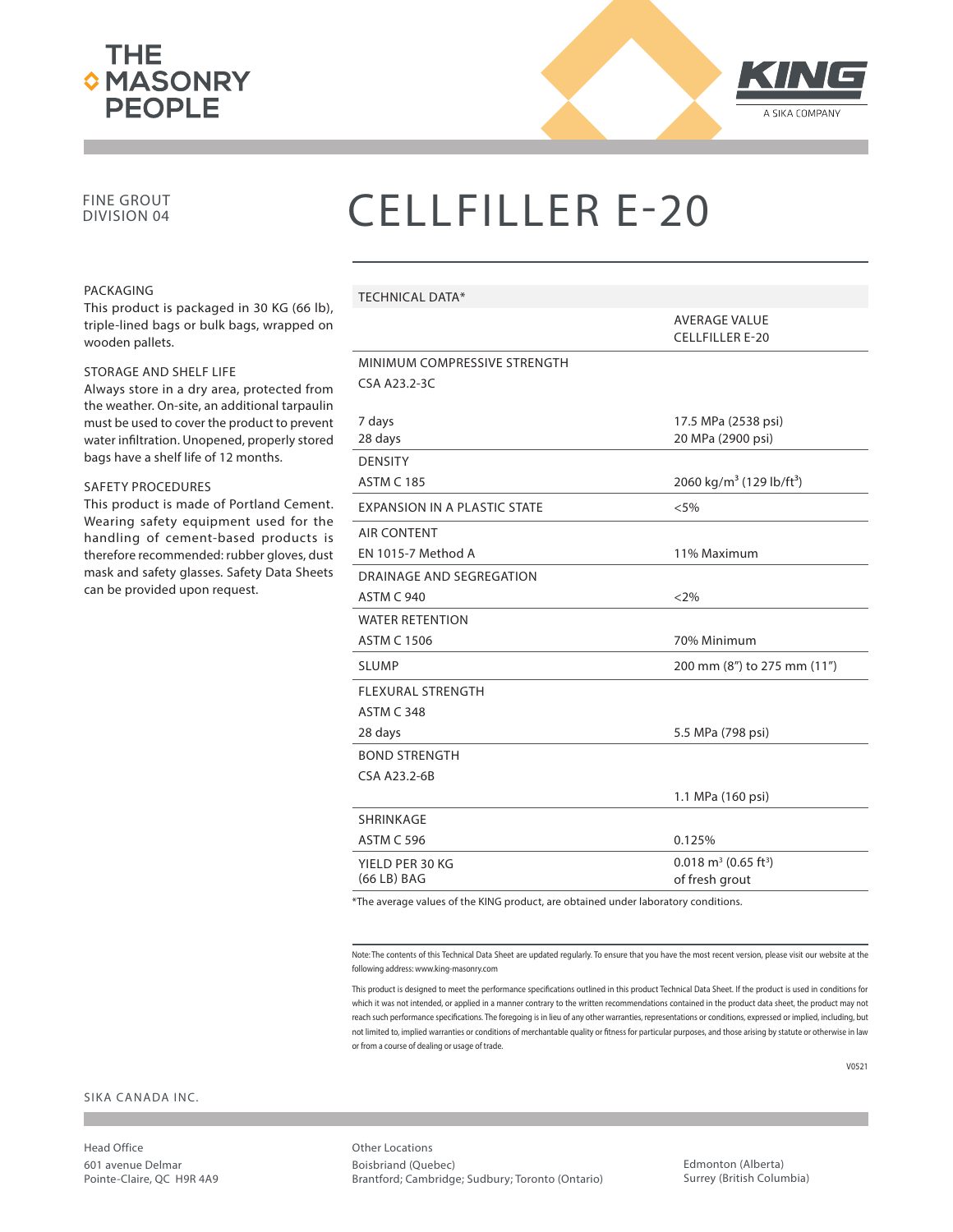THE MASONRY PEOPLE

KING
A SIKA COMPANY

FINE GROUT
DIVISION 04

# CELLFILLER E-20

## PACKAGING

This product is packaged in 30 KG (66 lb), triple-lined bags or bulk bags, wrapped on wooden pallets.

## STORAGE AND SHELF LIFE

Always store in a dry area, protected from the weather. On-site, an additional tarpaulin must be used to cover the product to prevent water infiltration. Unopened, properly stored bags have a shelf life of 12 months.

## SAFETY PROCEDURES

This product is made of Portland Cement. Wearing safety equipment used for the handling of cement-based products is therefore recommended: rubber gloves, dust mask and safety glasses. Safety Data Sheets can be provided upon request.

## TECHNICAL DATA*

| | AVERAGE VALUE CELLFILLER E-20 |
|---|---|
| MINIMUM COMPRESSIVE STRENGTH CSA A23.2-3C | |
| 7 days | 17.5 MPa (2538 psi) |
| 28 days | 20 MPa (2900 psi) |
| DENSITY ASTM C 185 | 2060 kg/m³ (129 lb/ft³) |
| EXPANSION IN A PLASTIC STATE | <5% |
| AIR CONTENT EN 1015-7 Method A | 11% Maximum |
| DRAINAGE AND SEGREGATION ASTM C 940 | <2% |
| WATER RETENTION ASTM C 1506 | 70% Minimum |
| SLUMP | 200 mm (8") to 275 mm (11") |
| FLEXURAL STRENGTH ASTM C 348 28 days | 5.5 MPa (798 psi) |
| BOND STRENGTH CSA A23.2-6B | 1.1 MPa (160 psi) |
| SHRINKAGE ASTM C 596 | 0.125% |
| YIELD PER 30 KG (66 LB) BAG | 0.018 m³ (0.65 ft³) of fresh grout |

*The average values of the KING product, are obtained under laboratory conditions.

Note: The contents of this Technical Data Sheet are updated regularly. To ensure that you have the most recent version, please visit our website at the following address: www.king-masonry.com

This product is designed to meet the performance specifications outlined in this product Technical Data Sheet. If the product is used in conditions for which it was not intended, or applied in a manner contrary to the written recommendations contained in the product data sheet, the product may not reach such performance specifications. The foregoing is in lieu of any other warranties, representations or conditions, expressed or implied, including, but not limited to, implied warranties or conditions of merchantable quality or fitness for particular purposes, and those arising by statute or otherwise in law or from a course of dealing or usage of trade.

V0521

SIKA CANADA INC.

Head Office
601 avenue Delmar
Pointe-Claire, QC H9R 4A9

Other Locations
Boisbriand (Quebec)
Brantford; Cambridge; Sudbury; Toronto (Ontario)
Edmonton (Alberta)
Surrey (British Columbia)